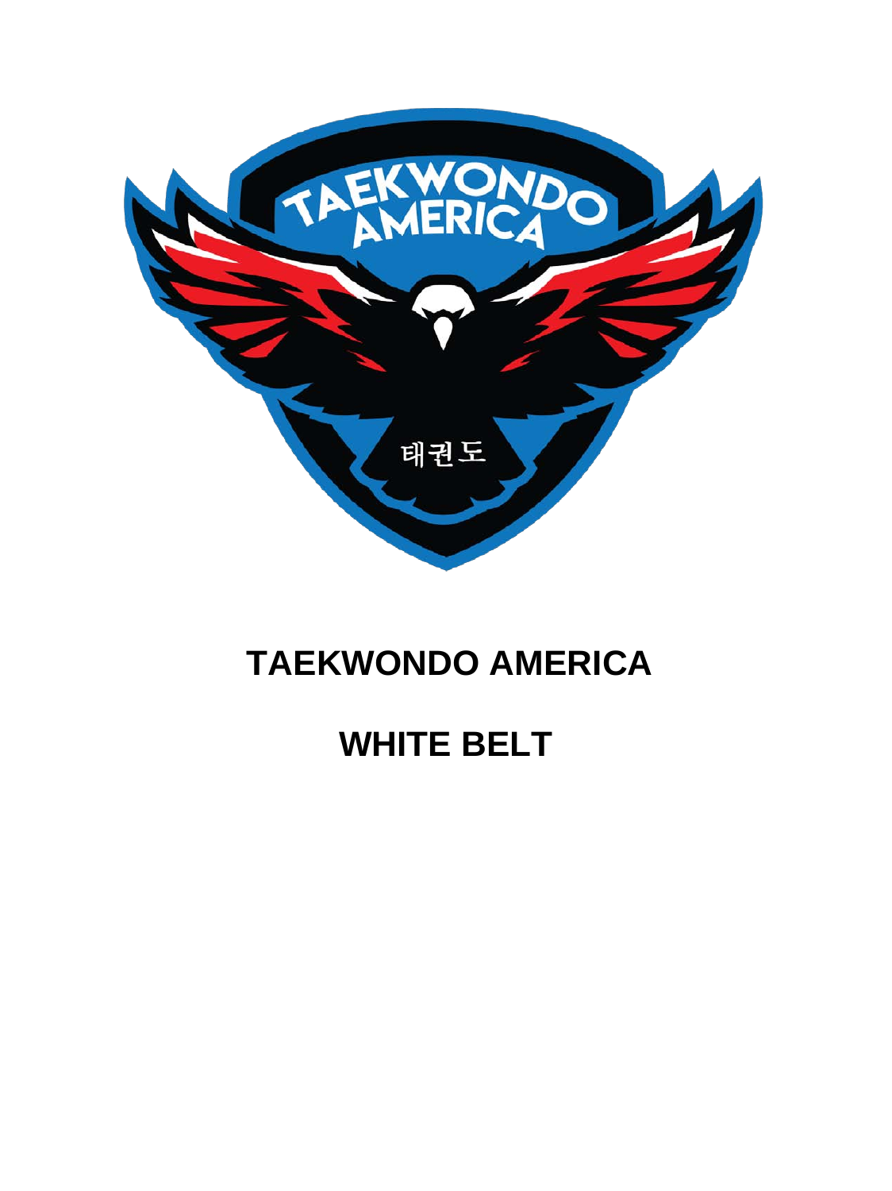# TAEKWONDO AMERICA

# WHITE BELT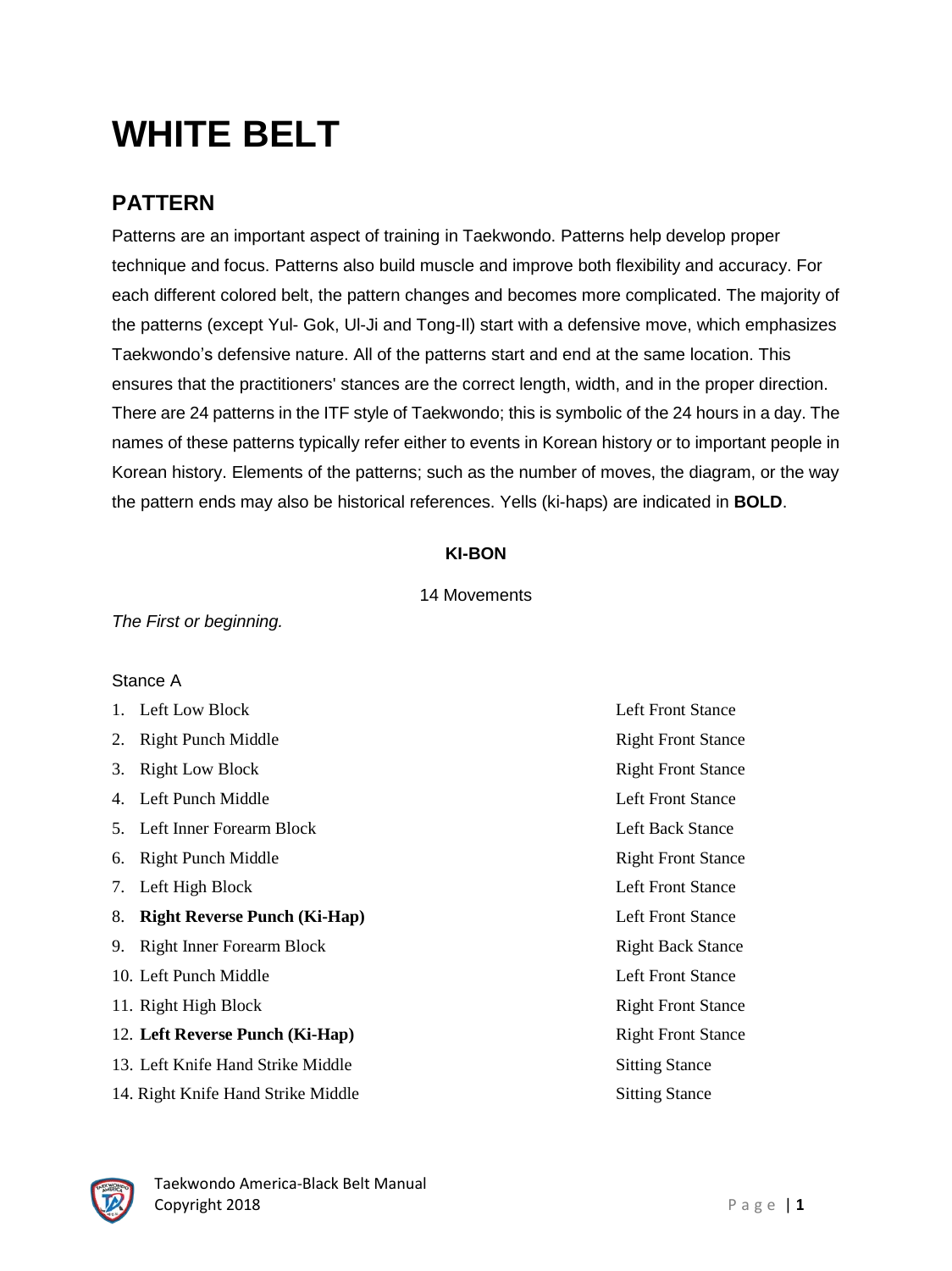# WHITE BELT

## PATTERN

Patterns are an important aspect of training in Taekwondo. Patterns help develop proper technique and focus. Patterns also build muscle and improve both flexibility and accuracy. For each different colored belt, the pattern changes and becomes more complicated. The majority of the patterns (except Yul- Gok, Ul-Ji and Tong-Il) start with a defensive move, which emphasizes Taekwondo's defensive nature. All of the patterns start and end at the same location. This ensures that the practitioners' stances are the correct length, width, and in the proper direction. There are 24 patterns in the ITF style of Taekwondo; this is symbolic of the 24 hours in a day. The names of these patterns typically refer either to events in Korean history or to important people in Korean history. Elements of the patterns; such as the number of moves, the diagram, or the way the pattern ends may also be historical references. Yells (ki-haps) are indicated in **BOLD**.

**KI-BON**

14 Movements

*The First or beginning.*

Stance A

| Movement | Stance |
|---|---|
| 1. Left Low Block | Left Front Stance |
| 2. Right Punch Middle | Right Front Stance |
| 3. Right Low Block | Right Front Stance |
| 4. Left Punch Middle | Left Front Stance |
| 5. Left Inner Forearm Block | Left Back Stance |
| 6. Right Punch Middle | Right Front Stance |
| 7. Left High Block | Left Front Stance |
| 8. **Right Reverse Punch (Ki-Hap)** | Left Front Stance |
| 9. Right Inner Forearm Block | Right Back Stance |
| 10. Left Punch Middle | Left Front Stance |
| 11. Right High Block | Right Front Stance |
| 12. **Left Reverse Punch (Ki-Hap)** | Right Front Stance |
| 13. Left Knife Hand Strike Middle | Sitting Stance |
| 14. Right Knife Hand Strike Middle | Sitting Stance |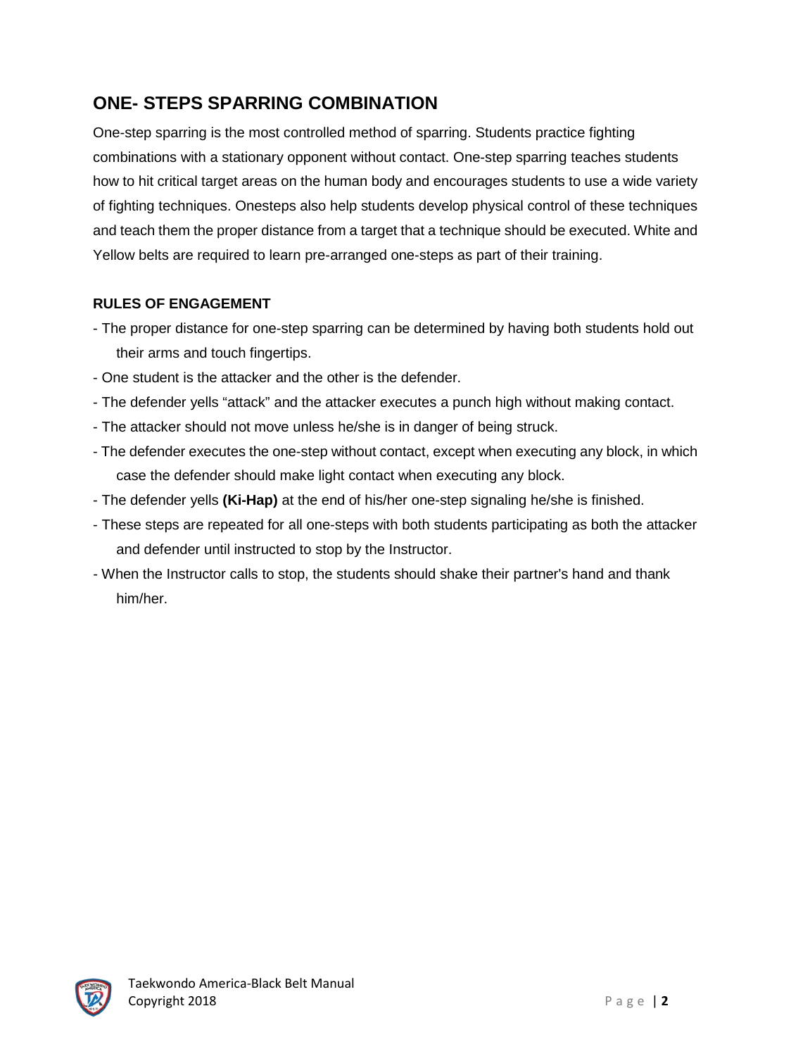## ONE- STEPS SPARRING COMBINATION

One-step sparring is the most controlled method of sparring. Students practice fighting combinations with a stationary opponent without contact. One-step sparring teaches students how to hit critical target areas on the human body and encourages students to use a wide variety of fighting techniques. Onesteps also help students develop physical control of these techniques and teach them the proper distance from a target that a technique should be executed. White and Yellow belts are required to learn pre-arranged one-steps as part of their training.

### RULES OF ENGAGEMENT

- The proper distance for one-step sparring can be determined by having both students hold out their arms and touch fingertips.
- One student is the attacker and the other is the defender.
- The defender yells "attack" and the attacker executes a punch high without making contact.
- The attacker should not move unless he/she is in danger of being struck.
- The defender executes the one-step without contact, except when executing any block, in which case the defender should make light contact when executing any block.
- The defender yells **(Ki-Hap)** at the end of his/her one-step signaling he/she is finished.
- These steps are repeated for all one-steps with both students participating as both the attacker and defender until instructed to stop by the Instructor.
- When the Instructor calls to stop, the students should shake their partner's hand and thank him/her.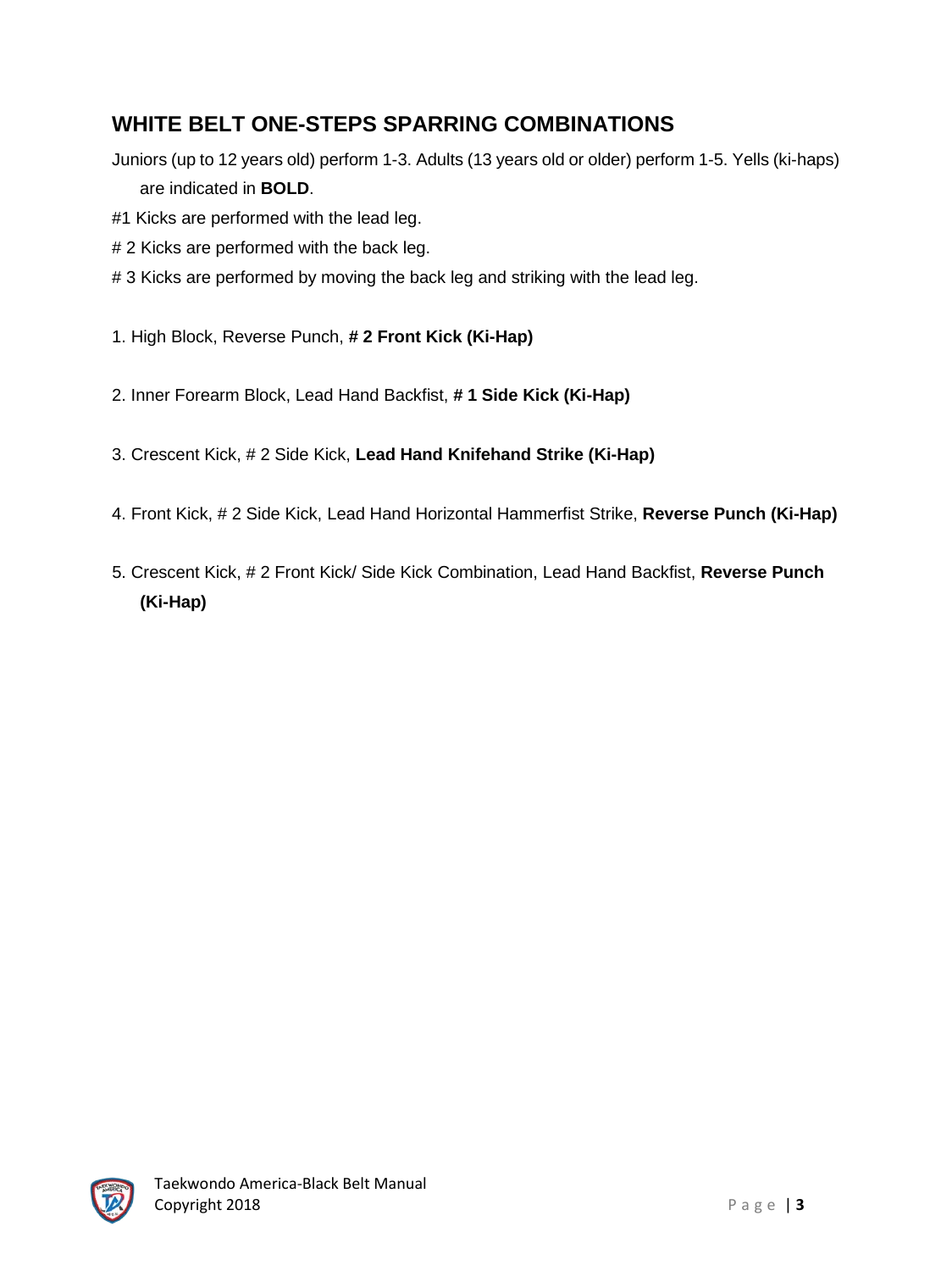## WHITE BELT ONE-STEPS SPARRING COMBINATIONS

Juniors (up to 12 years old) perform 1-3. Adults (13 years old or older) perform 1-5. Yells (ki-haps) are indicated in **BOLD**.

#1 Kicks are performed with the lead leg.

# 2 Kicks are performed with the back leg.

# 3 Kicks are performed by moving the back leg and striking with the lead leg.

1. High Block, Reverse Punch, **# 2 Front Kick (Ki-Hap)**

2. Inner Forearm Block, Lead Hand Backfist, **# 1 Side Kick (Ki-Hap)**

3. Crescent Kick, # 2 Side Kick, **Lead Hand Knifehand Strike (Ki-Hap)**

4. Front Kick, # 2 Side Kick, Lead Hand Horizontal Hammerfist Strike, **Reverse Punch (Ki-Hap)**

5. Crescent Kick, # 2 Front Kick/ Side Kick Combination, Lead Hand Backfist, **Reverse Punch (Ki-Hap)**